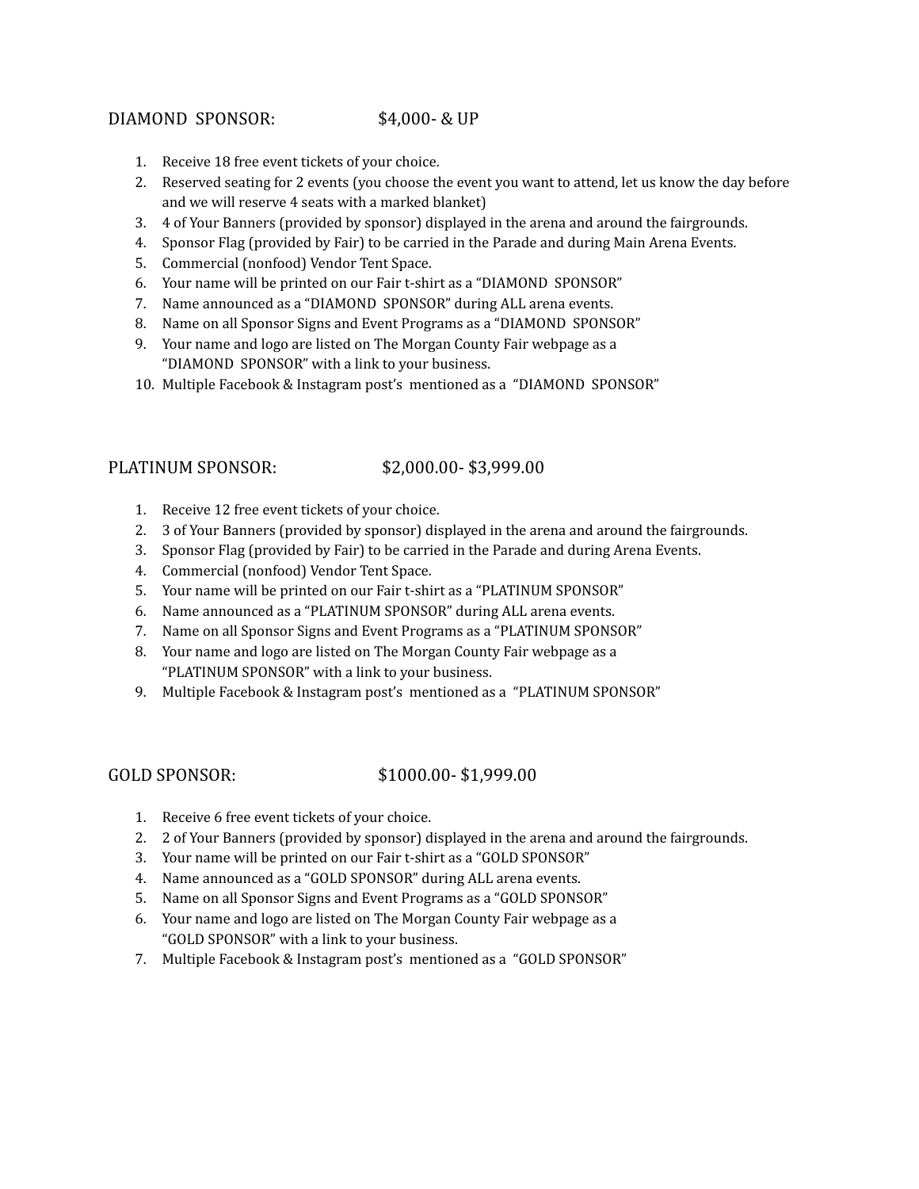## DIAMOND SPONSOR: $4,000- & UP

1. Receive 18 free event tickets of your choice.
2. Reserved seating for 2 events (you choose the event you want to attend, let us know the day before and we will reserve 4 seats with a marked blanket)
3. 4 of Your Banners (provided by sponsor) displayed in the arena and around the fairgrounds.
4. Sponsor Flag (provided by Fair) to be carried in the Parade and during Main Arena Events.
5. Commercial (nonfood) Vendor Tent Space.
6. Your name will be printed on our Fair t-shirt as a "DIAMOND SPONSOR"
7. Name announced as a "DIAMOND SPONSOR" during ALL arena events.
8. Name on all Sponsor Signs and Event Programs as a "DIAMOND SPONSOR"
9. Your name and logo are listed on The Morgan County Fair webpage as a "DIAMOND SPONSOR" with a link to your business.
10. Multiple Facebook & Instagram post's mentioned as a "DIAMOND SPONSOR"

## PLATINUM SPONSOR: $2,000.00- $3,999.00

1. Receive 12 free event tickets of your choice.
2. 3 of Your Banners (provided by sponsor) displayed in the arena and around the fairgrounds.
3. Sponsor Flag (provided by Fair) to be carried in the Parade and during Arena Events.
4. Commercial (nonfood) Vendor Tent Space.
5. Your name will be printed on our Fair t-shirt as a "PLATINUM SPONSOR"
6. Name announced as a "PLATINUM SPONSOR" during ALL arena events.
7. Name on all Sponsor Signs and Event Programs as a "PLATINUM SPONSOR"
8. Your name and logo are listed on The Morgan County Fair webpage as a "PLATINUM SPONSOR" with a link to your business.
9. Multiple Facebook & Instagram post's mentioned as a "PLATINUM SPONSOR"

## GOLD SPONSOR: $1000.00- $1,999.00

1. Receive 6 free event tickets of your choice.
2. 2 of Your Banners (provided by sponsor) displayed in the arena and around the fairgrounds.
3. Your name will be printed on our Fair t-shirt as a "GOLD SPONSOR"
4. Name announced as a "GOLD SPONSOR" during ALL arena events.
5. Name on all Sponsor Signs and Event Programs as a "GOLD SPONSOR"
6. Your name and logo are listed on The Morgan County Fair webpage as a "GOLD SPONSOR" with a link to your business.
7. Multiple Facebook & Instagram post's mentioned as a "GOLD SPONSOR"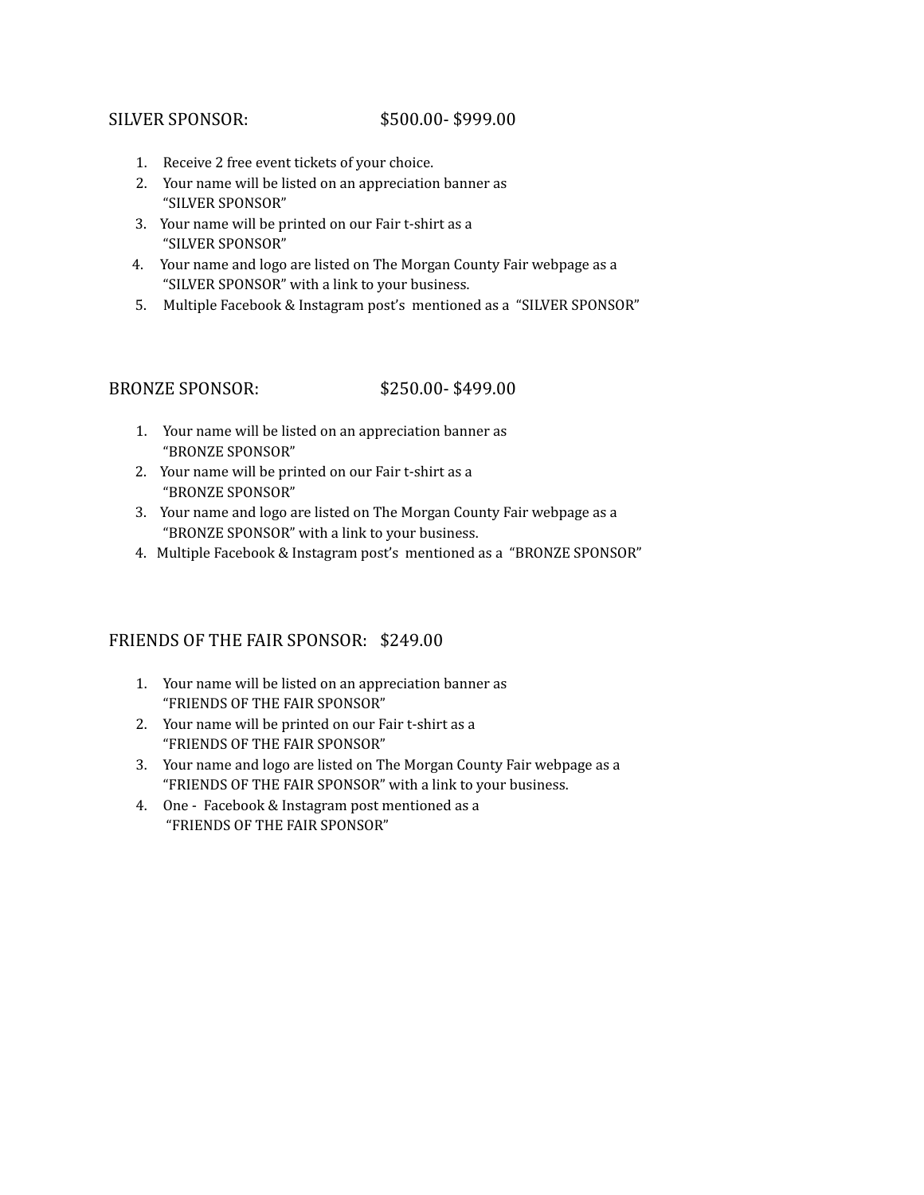SILVER SPONSOR: $500.00- $999.00

1. Receive 2 free event tickets of your choice.
2. Your name will be listed on an appreciation banner as "SILVER SPONSOR"
3. Your name will be printed on our Fair t-shirt as a "SILVER SPONSOR"
4. Your name and logo are listed on The Morgan County Fair webpage as a "SILVER SPONSOR" with a link to your business.
5. Multiple Facebook & Instagram post's mentioned as a "SILVER SPONSOR"

BRONZE SPONSOR: $250.00- $499.00

1. Your name will be listed on an appreciation banner as "BRONZE SPONSOR"
2. Your name will be printed on our Fair t-shirt as a "BRONZE SPONSOR"
3. Your name and logo are listed on The Morgan County Fair webpage as a "BRONZE SPONSOR" with a link to your business.
4. Multiple Facebook & Instagram post's mentioned as a "BRONZE SPONSOR"

FRIENDS OF THE FAIR SPONSOR: $249.00

1. Your name will be listed on an appreciation banner as "FRIENDS OF THE FAIR SPONSOR"
2. Your name will be printed on our Fair t-shirt as a "FRIENDS OF THE FAIR SPONSOR"
3. Your name and logo are listed on The Morgan County Fair webpage as a "FRIENDS OF THE FAIR SPONSOR" with a link to your business.
4. One - Facebook & Instagram post mentioned as a "FRIENDS OF THE FAIR SPONSOR"